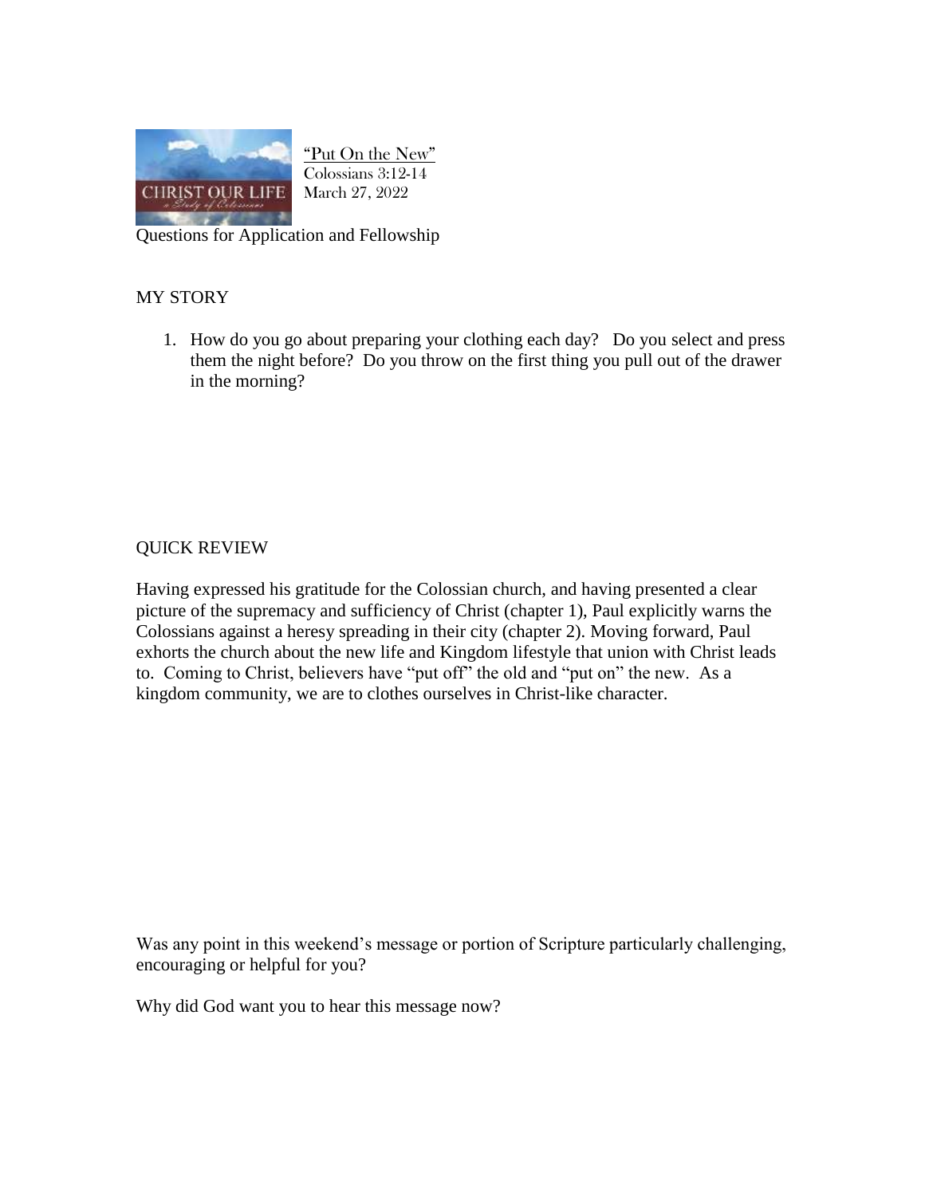"Put On the New"
Colossians 3:12-14
March 27, 2022

Questions for Application and Fellowship

## MY STORY

1. How do you go about preparing your clothing each day? Do you select and press them the night before? Do you throw on the first thing you pull out of the drawer in the morning?

## QUICK REVIEW

Having expressed his gratitude for the Colossian church, and having presented a clear picture of the supremacy and sufficiency of Christ (chapter 1), Paul explicitly warns the Colossians against a heresy spreading in their city (chapter 2). Moving forward, Paul exhorts the church about the new life and Kingdom lifestyle that union with Christ leads to. Coming to Christ, believers have "put off" the old and "put on" the new. As a kingdom community, we are to clothes ourselves in Christ-like character.

Was any point in this weekend's message or portion of Scripture particularly challenging, encouraging or helpful for you?

Why did God want you to hear this message now?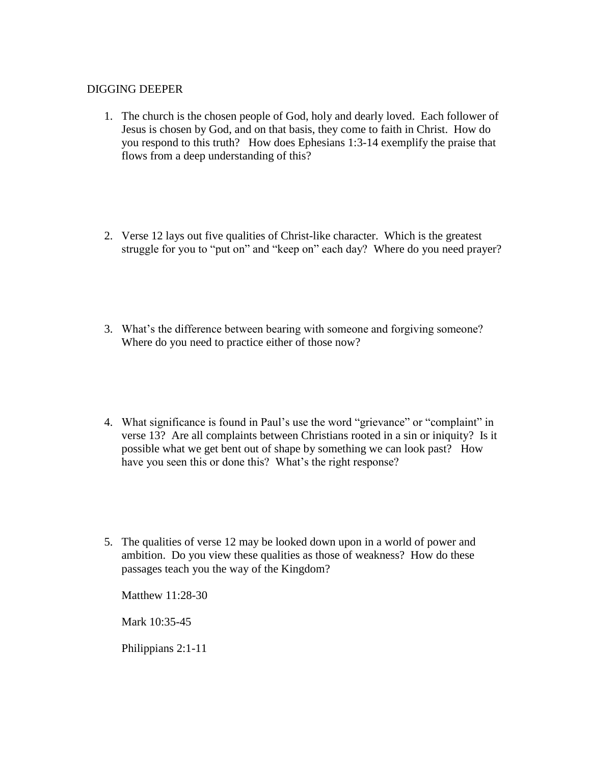DIGGING DEEPER

1. The church is the chosen people of God, holy and dearly loved. Each follower of Jesus is chosen by God, and on that basis, they come to faith in Christ. How do you respond to this truth? How does Ephesians 1:3-14 exemplify the praise that flows from a deep understanding of this?

2. Verse 12 lays out five qualities of Christ-like character. Which is the greatest struggle for you to "put on" and "keep on" each day? Where do you need prayer?

3. What's the difference between bearing with someone and forgiving someone? Where do you need to practice either of those now?

4. What significance is found in Paul's use the word "grievance" or "complaint" in verse 13? Are all complaints between Christians rooted in a sin or iniquity? Is it possible what we get bent out of shape by something we can look past? How have you seen this or done this? What's the right response?

5. The qualities of verse 12 may be looked down upon in a world of power and ambition. Do you view these qualities as those of weakness? How do these passages teach you the way of the Kingdom?

   Matthew 11:28-30

   Mark 10:35-45

   Philippians 2:1-11